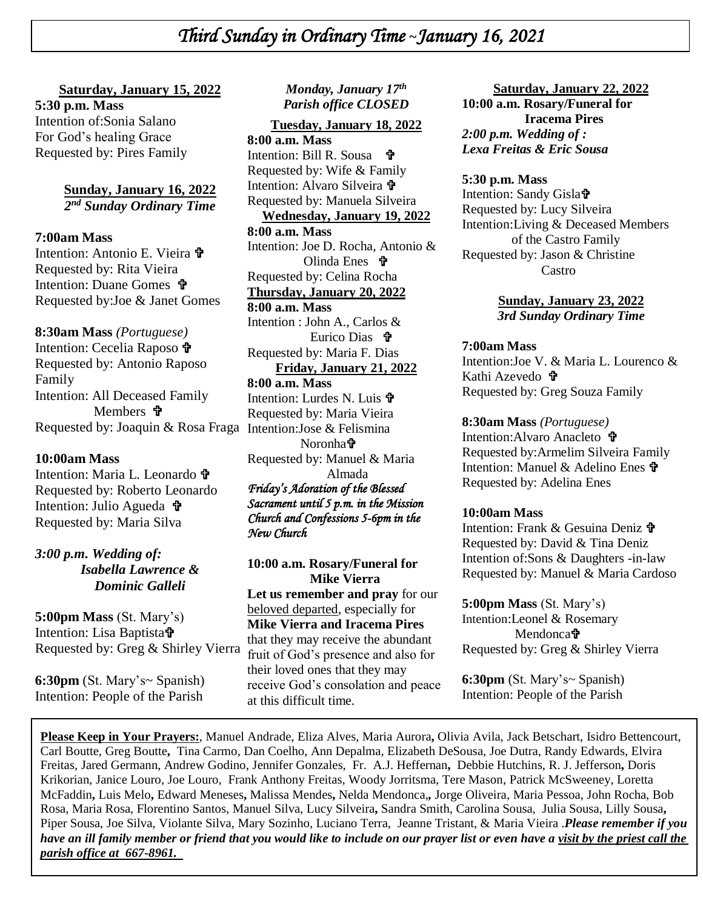# *Third Sunday in Ordinary Time ~January 16, 2021*

**Saturday, January 15, 2022**

**5:30 p.m. Mass**
Intention of:Sonia Salano
For God's healing Grace
Requested by: Pires Family

**Sunday, January 16, 2022**
***2nd Sunday Ordinary Time***

**7:00am Mass**
Intention: Antonio E. Vieira ✞
Requested by: Rita Vieira
Intention: Duane Gomes ✞
Requested by:Joe & Janet Gomes

**8:30am Mass** *(Portuguese)*
Intention: Cecelia Raposo ✞
Requested by: Antonio Raposo Family
Intention: All Deceased Family Members ✞
Requested by: Joaquin & Rosa Fraga

**10:00am Mass**
Intention: Maria L. Leonardo ✞
Requested by: Roberto Leonardo
Intention: Julio Agueda ✞
Requested by: Maria Silva

*3:00 p.m. Wedding of:*
*Isabella Lawrence & Dominic Galleli*

**5:00pm Mass** (St. Mary's)
Intention: Lisa Baptista✞
Requested by: Greg & Shirley Vierra

**6:30pm** (St. Mary's~ Spanish)
Intention: People of the Parish

*Monday, January 17th*
*Parish office CLOSED*

**Tuesday, January 18, 2022**

**8:00 a.m. Mass**
Intention: Bill R. Sousa ✞
Requested by: Wife & Family
Intention: Alvaro Silveira ✞
Requested by: Manuela Silveira

**Wednesday, January 19, 2022**

**8:00 a.m. Mass**
Intention: Joe D. Rocha, Antonio & Olinda Enes ✞
Requested by: Celina Rocha

**Thursday, January 20, 2022**

**8:00 a.m. Mass**
Intention : John A., Carlos & Eurico Dias ✞
Requested by: Maria F. Dias

**Friday, January 21, 2022**

**8:00 a.m. Mass**
Intention: Lurdes N. Luis ✞
Requested by: Maria Vieira
Intention:Jose & Felismina Noronha✞
Requested by: Manuel & Maria Almada

*Friday's Adoration of the Blessed Sacrament until 5 p.m. in the Mission Church and Confessions 5-6pm in the New Church*

**10:00 a.m. Rosary/Funeral for Mike Vierra**

**Let us remember and pray** for our beloved departed, especially for **Mike Vierra and Iracema Pires** that they may receive the abundant fruit of God's presence and also for their loved ones that they may receive God's consolation and peace at this difficult time.

**Saturday, January 22, 2022**

**10:00 a.m. Rosary/Funeral for Iracema Pires**

*2:00 p.m. Wedding of :*
*Lexa Freitas & Eric Sousa*

**5:30 p.m. Mass**
Intention: Sandy Gisla✞
Requested by: Lucy Silveira
Intention:Living & Deceased Members of the Castro Family
Requested by: Jason & Christine Castro

**Sunday, January 23, 2022**
***3rd Sunday Ordinary Time***

**7:00am Mass**
Intention:Joe V. & Maria L. Lourenco & Kathi Azevedo ✞
Requested by: Greg Souza Family

**8:30am Mass** *(Portuguese)*
Intention:Alvaro Anacleto ✞
Requested by:Armelim Silveira Family
Intention: Manuel & Adelino Enes ✞
Requested by: Adelina Enes

**10:00am Mass**
Intention: Frank & Gesuina Deniz ✞
Requested by: David & Tina Deniz
Intention of:Sons & Daughters -in-law
Requested by: Manuel & Maria Cardoso

**5:00pm Mass** (St. Mary's)
Intention:Leonel & Rosemary Mendonca✞
Requested by: Greg & Shirley Vierra

**6:30pm** (St. Mary's~ Spanish)
Intention: People of the Parish

**Please Keep in Your Prayers:**, Manuel Andrade, Eliza Alves, Maria Aurora**,** Olivia Avila, Jack Betschart, Isidro Bettencourt, Carl Boutte, Greg Boutte**,** Tina Carmo, Dan Coelho, Ann Depalma, Elizabeth DeSousa, Joe Dutra, Randy Edwards, Elvira Freitas, Jared Germann, Andrew Godino, Jennifer Gonzales, Fr. A.J. Heffernan**,** Debbie Hutchins, R. J. Jefferson**,** Doris Krikorian, Janice Louro, Joe Louro, Frank Anthony Freitas, Woody Jorritsma, Tere Mason, Patrick McSweeney, Loretta McFaddin**,** Luis Melo**,** Edward Meneses**,** Malissa Mendes**,** Nelda Mendonca**,,** Jorge Oliveira, Maria Pessoa, John Rocha, Bob Rosa, Maria Rosa, Florentino Santos, Manuel Silva, Lucy Silveira**,** Sandra Smith, Carolina Sousa, Julia Sousa, Lilly Sousa**,** Piper Sousa, Joe Silva, Violante Silva, Mary Sozinho, Luciano Terra, Jeanne Tristant, & Maria Vieira .***Please remember if you have an ill family member or friend that you would like to include on our prayer list or even have a visit by the priest call the parish office at 667-8961.***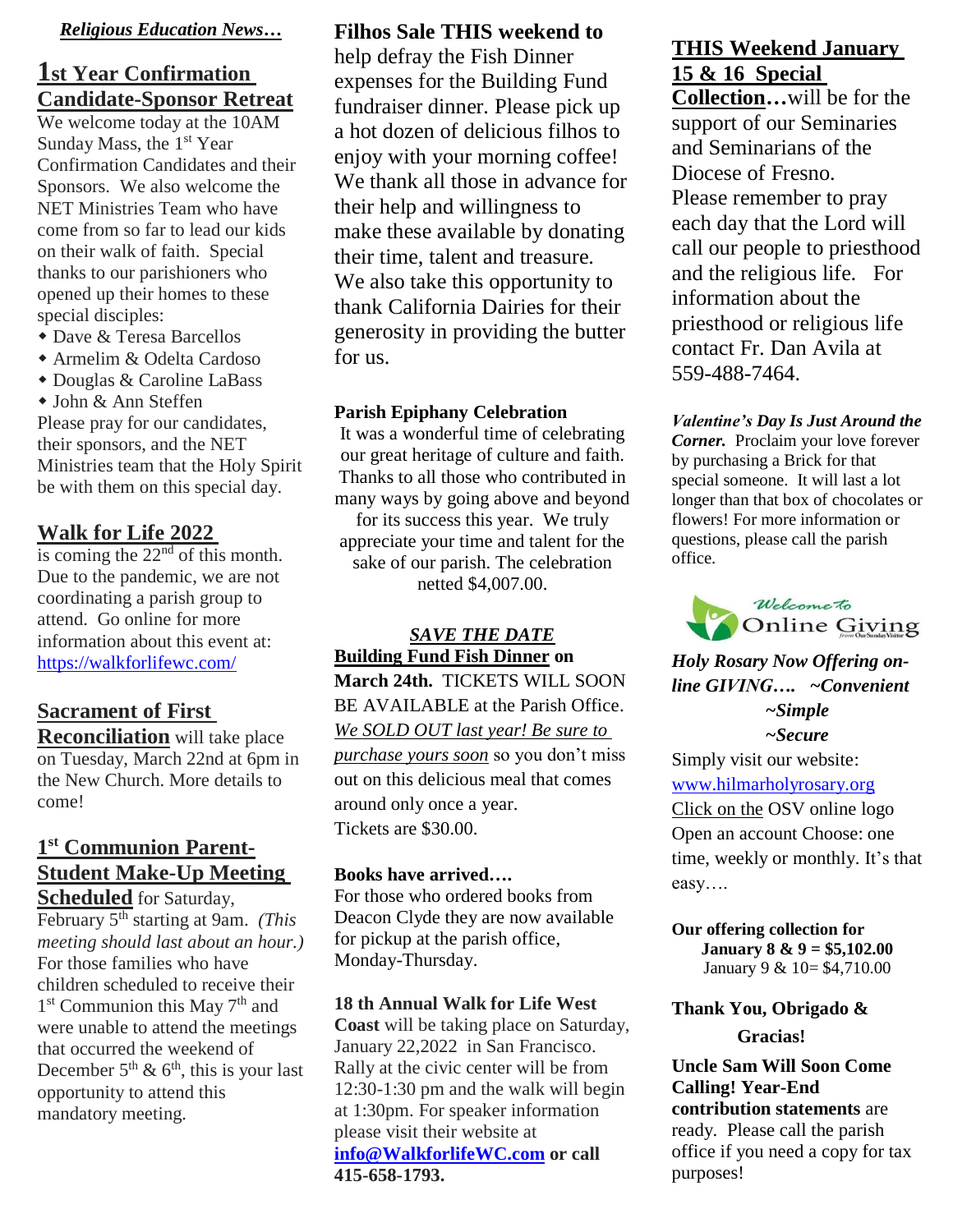***Religious Education News…***

## 1st Year Confirmation Candidate-Sponsor Retreat

We welcome today at the 10AM Sunday Mass, the 1st Year Confirmation Candidates and their Sponsors. We also welcome the NET Ministries Team who have come from so far to lead our kids on their walk of faith. Special thanks to our parishioners who opened up their homes to these special disciples:

- Dave & Teresa Barcellos
- Armelim & Odelta Cardoso
- Douglas & Caroline LaBass
- John & Ann Steffen

Please pray for our candidates, their sponsors, and the NET Ministries team that the Holy Spirit be with them on this special day.

## Walk for Life 2022

is coming the 22nd of this month. Due to the pandemic, we are not coordinating a parish group to attend. Go online for more information about this event at: https://walkforlifewc.com/

**Sacrament of First Reconciliation** will take place on Tuesday, March 22nd at 6pm in the New Church. More details to come!

**1st Communion Parent-Student Make-Up Meeting Scheduled** for Saturday, February 5th starting at 9am. *(This meeting should last about an hour.)* For those families who have children scheduled to receive their 1st Communion this May 7th and were unable to attend the meetings that occurred the weekend of December 5th & 6th, this is your last opportunity to attend this mandatory meeting.

**Filhos Sale THIS weekend to** help defray the Fish Dinner expenses for the Building Fund fundraiser dinner. Please pick up a hot dozen of delicious filhos to enjoy with your morning coffee! We thank all those in advance for their help and willingness to make these available by donating their time, talent and treasure. We also take this opportunity to thank California Dairies for their generosity in providing the butter for us.

**Parish Epiphany Celebration**

It was a wonderful time of celebrating our great heritage of culture and faith. Thanks to all those who contributed in many ways by going above and beyond for its success this year. We truly appreciate your time and talent for the sake of our parish. The celebration netted $4,007.00.

***SAVE THE DATE***

**Building Fund Fish Dinner on March 24th.** TICKETS WILL SOON BE AVAILABLE at the Parish Office. *We SOLD OUT last year! Be sure to purchase yours soon* so you don't miss out on this delicious meal that comes around only once a year. Tickets are $30.00.

**Books have arrived….**

For those who ordered books from Deacon Clyde they are now available for pickup at the parish office, Monday-Thursday.

**18 th Annual Walk for Life West Coast** will be taking place on Saturday, January 22,2022 in San Francisco. Rally at the civic center will be from 12:30-1:30 pm and the walk will begin at 1:30pm. For speaker information please visit their website at **info@WalkforlifeWC.com or call 415-658-1793.**

**THIS Weekend January 15 & 16 Special Collection…**will be for the support of our Seminaries and Seminarians of the Diocese of Fresno. Please remember to pray each day that the Lord will call our people to priesthood and the religious life. For information about the priesthood or religious life contact Fr. Dan Avila at 559-488-7464.

***Valentine's Day Is Just Around the Corner.*** Proclaim your love forever by purchasing a Brick for that special someone. It will last a lot longer than that box of chocolates or flowers! For more information or questions, please call the parish office.

Welcome to Online Giving

***Holy Rosary Now Offering on-line GIVING…. ~Convenient ~Simple ~Secure***

Simply visit our website: www.hilmarholyrosary.org
Click on the OSV online logo
Open an account Choose: one time, weekly or monthly. It's that easy….

**Our offering collection for January 8 & 9 = $5,102.00**
January 9 & 10= $4,710.00

**Thank You, Obrigado & Gracias!**

**Uncle Sam Will Soon Come Calling! Year-End contribution statements** are ready. Please call the parish office if you need a copy for tax purposes!